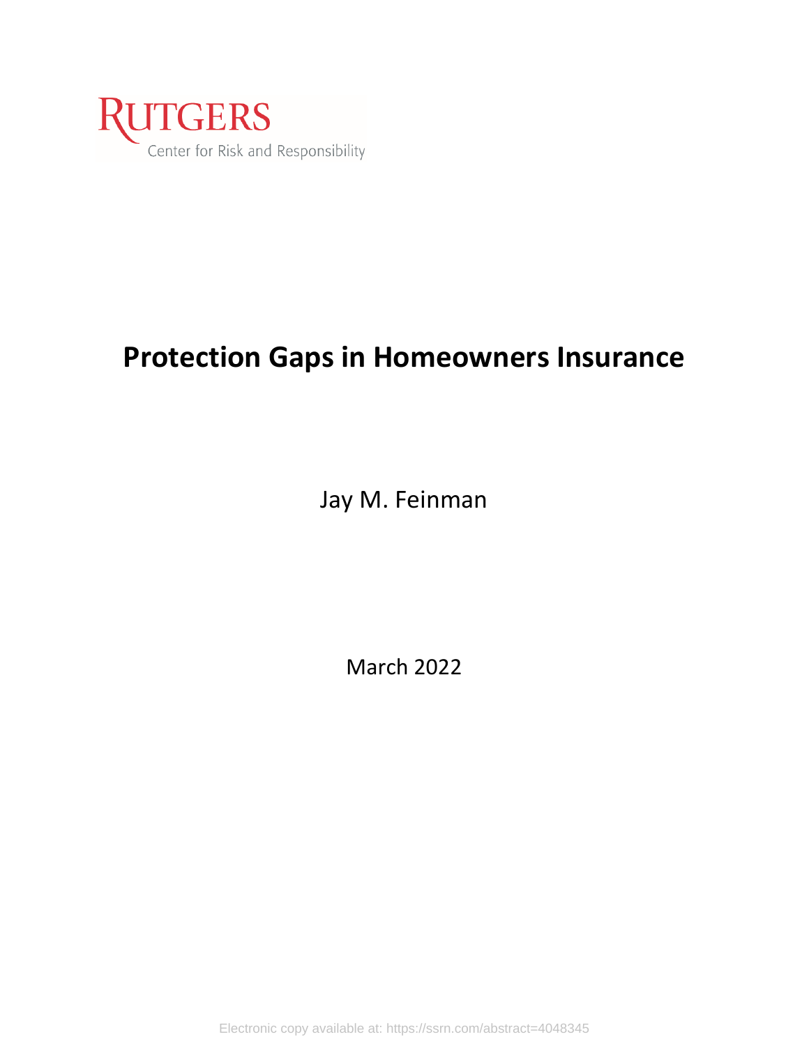RUTGERS

Center for Risk and Responsibility

# Protection Gaps in Homeowners Insurance

Jay M. Feinman

March 2022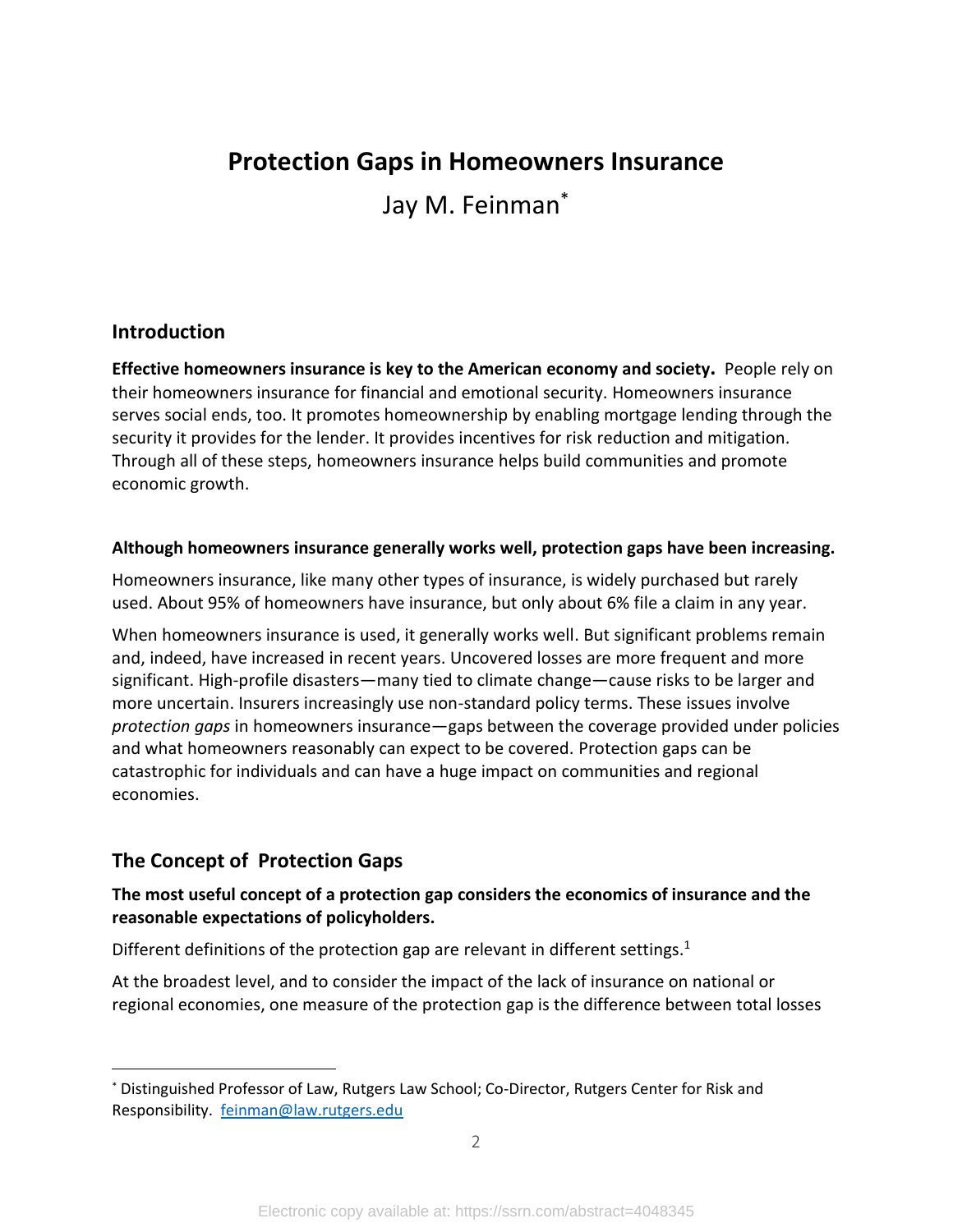# Protection Gaps in Homeowners Insurance

Jay M. Feinman*

## Introduction

**Effective homeowners insurance is key to the American economy and society.** People rely on their homeowners insurance for financial and emotional security. Homeowners insurance serves social ends, too. It promotes homeownership by enabling mortgage lending through the security it provides for the lender. It provides incentives for risk reduction and mitigation. Through all of these steps, homeowners insurance helps build communities and promote economic growth.

**Although homeowners insurance generally works well, protection gaps have been increasing.**

Homeowners insurance, like many other types of insurance, is widely purchased but rarely used. About 95% of homeowners have insurance, but only about 6% file a claim in any year.

When homeowners insurance is used, it generally works well. But significant problems remain and, indeed, have increased in recent years. Uncovered losses are more frequent and more significant. High-profile disasters—many tied to climate change—cause risks to be larger and more uncertain. Insurers increasingly use non-standard policy terms. These issues involve *protection gaps* in homeowners insurance—gaps between the coverage provided under policies and what homeowners reasonably can expect to be covered. Protection gaps can be catastrophic for individuals and can have a huge impact on communities and regional economies.

## The Concept of Protection Gaps

**The most useful concept of a protection gap considers the economics of insurance and the reasonable expectations of policyholders.**

Different definitions of the protection gap are relevant in different settings.[1]

At the broadest level, and to consider the impact of the lack of insurance on national or regional economies, one measure of the protection gap is the difference between total losses

---

* Distinguished Professor of Law, Rutgers Law School; Co-Director, Rutgers Center for Risk and Responsibility. feinman@law.rutgers.edu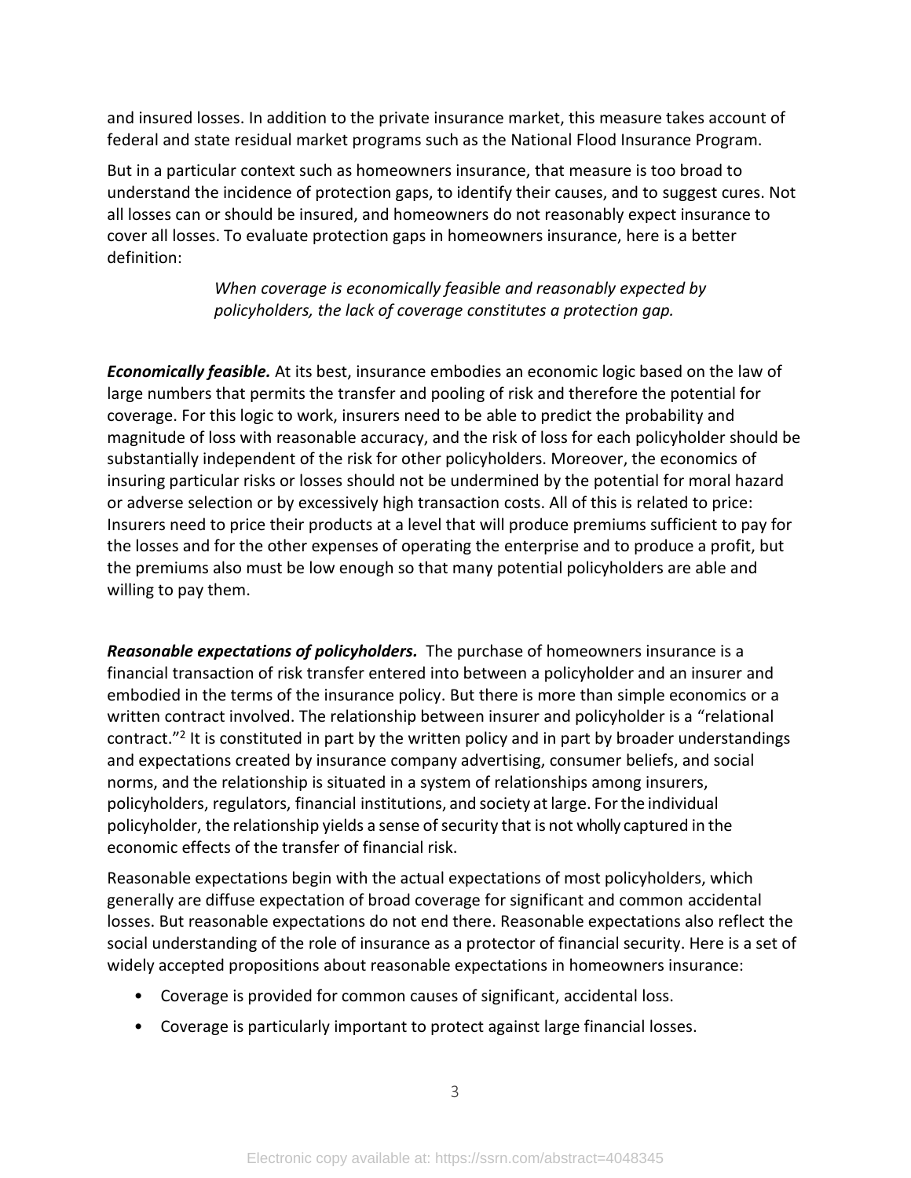and insured losses. In addition to the private insurance market, this measure takes account of federal and state residual market programs such as the National Flood Insurance Program.

But in a particular context such as homeowners insurance, that measure is too broad to understand the incidence of protection gaps, to identify their causes, and to suggest cures. Not all losses can or should be insured, and homeowners do not reasonably expect insurance to cover all losses. To evaluate protection gaps in homeowners insurance, here is a better definition:

> *When coverage is economically feasible and reasonably expected by policyholders, the lack of coverage constitutes a protection gap.*

***Economically feasible.*** At its best, insurance embodies an economic logic based on the law of large numbers that permits the transfer and pooling of risk and therefore the potential for coverage. For this logic to work, insurers need to be able to predict the probability and magnitude of loss with reasonable accuracy, and the risk of loss for each policyholder should be substantially independent of the risk for other policyholders. Moreover, the economics of insuring particular risks or losses should not be undermined by the potential for moral hazard or adverse selection or by excessively high transaction costs. All of this is related to price: Insurers need to price their products at a level that will produce premiums sufficient to pay for the losses and for the other expenses of operating the enterprise and to produce a profit, but the premiums also must be low enough so that many potential policyholders are able and willing to pay them.

***Reasonable expectations of policyholders.*** The purchase of homeowners insurance is a financial transaction of risk transfer entered into between a policyholder and an insurer and embodied in the terms of the insurance policy. But there is more than simple economics or a written contract involved. The relationship between insurer and policyholder is a "relational contract."[2] It is constituted in part by the written policy and in part by broader understandings and expectations created by insurance company advertising, consumer beliefs, and social norms, and the relationship is situated in a system of relationships among insurers, policyholders, regulators, financial institutions, and society at large. For the individual policyholder, the relationship yields a sense of security that is not wholly captured in the economic effects of the transfer of financial risk.

Reasonable expectations begin with the actual expectations of most policyholders, which generally are diffuse expectation of broad coverage for significant and common accidental losses. But reasonable expectations do not end there. Reasonable expectations also reflect the social understanding of the role of insurance as a protector of financial security. Here is a set of widely accepted propositions about reasonable expectations in homeowners insurance:

- Coverage is provided for common causes of significant, accidental loss.
- Coverage is particularly important to protect against large financial losses.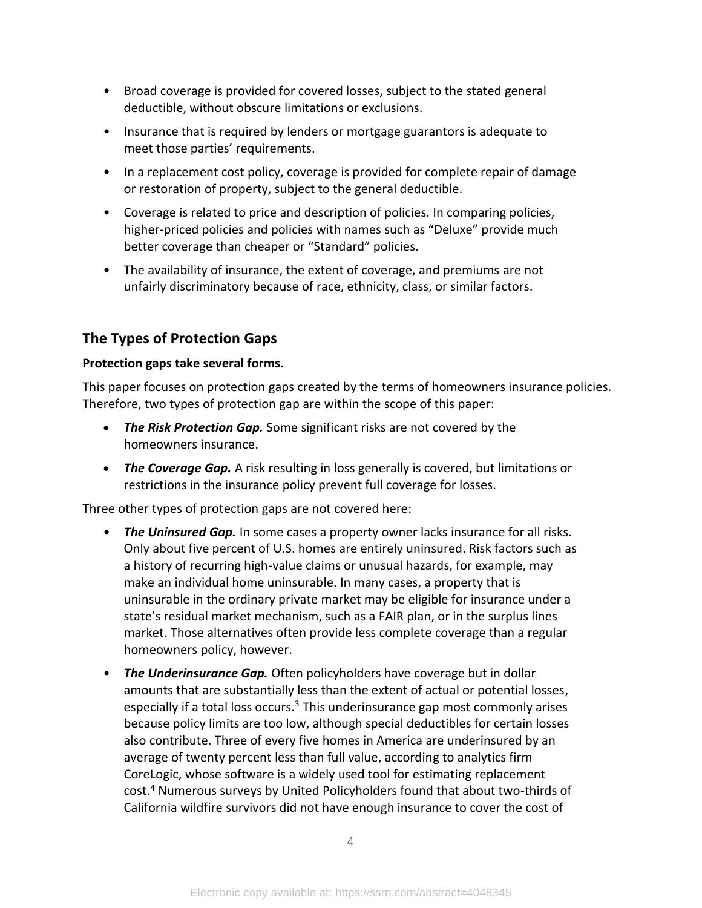- Broad coverage is provided for covered losses, subject to the stated general deductible, without obscure limitations or exclusions.
- Insurance that is required by lenders or mortgage guarantors is adequate to meet those parties' requirements.
- In a replacement cost policy, coverage is provided for complete repair of damage or restoration of property, subject to the general deductible.
- Coverage is related to price and description of policies. In comparing policies, higher-priced policies and policies with names such as "Deluxe" provide much better coverage than cheaper or "Standard" policies.
- The availability of insurance, the extent of coverage, and premiums are not unfairly discriminatory because of race, ethnicity, class, or similar factors.

## The Types of Protection Gaps

**Protection gaps take several forms.**

This paper focuses on protection gaps created by the terms of homeowners insurance policies. Therefore, two types of protection gap are within the scope of this paper:

- ***The Risk Protection Gap.*** Some significant risks are not covered by the homeowners insurance.
- ***The Coverage Gap.*** A risk resulting in loss generally is covered, but limitations or restrictions in the insurance policy prevent full coverage for losses.

Three other types of protection gaps are not covered here:

- ***The Uninsured Gap.*** In some cases a property owner lacks insurance for all risks. Only about five percent of U.S. homes are entirely uninsured. Risk factors such as a history of recurring high-value claims or unusual hazards, for example, may make an individual home uninsurable. In many cases, a property that is uninsurable in the ordinary private market may be eligible for insurance under a state's residual market mechanism, such as a FAIR plan, or in the surplus lines market. Those alternatives often provide less complete coverage than a regular homeowners policy, however.
- ***The Underinsurance Gap.*** Often policyholders have coverage but in dollar amounts that are substantially less than the extent of actual or potential losses, especially if a total loss occurs.[3] This underinsurance gap most commonly arises because policy limits are too low, although special deductibles for certain losses also contribute. Three of every five homes in America are underinsured by an average of twenty percent less than full value, according to analytics firm CoreLogic, whose software is a widely used tool for estimating replacement cost.[4] Numerous surveys by United Policyholders found that about two-thirds of California wildfire survivors did not have enough insurance to cover the cost of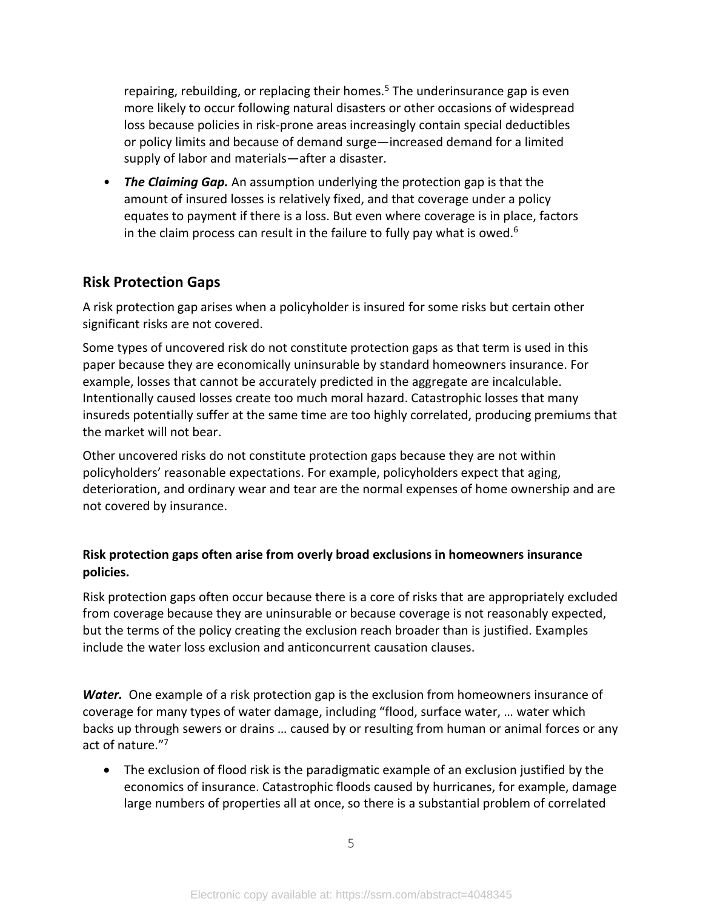repairing, rebuilding, or replacing their homes.[5] The underinsurance gap is even more likely to occur following natural disasters or other occasions of widespread loss because policies in risk-prone areas increasingly contain special deductibles or policy limits and because of demand surge—increased demand for a limited supply of labor and materials—after a disaster.

- ***The Claiming Gap.*** An assumption underlying the protection gap is that the amount of insured losses is relatively fixed, and that coverage under a policy equates to payment if there is a loss. But even where coverage is in place, factors in the claim process can result in the failure to fully pay what is owed.[6]

## Risk Protection Gaps

A risk protection gap arises when a policyholder is insured for some risks but certain other significant risks are not covered.

Some types of uncovered risk do not constitute protection gaps as that term is used in this paper because they are economically uninsurable by standard homeowners insurance. For example, losses that cannot be accurately predicted in the aggregate are incalculable. Intentionally caused losses create too much moral hazard. Catastrophic losses that many insureds potentially suffer at the same time are too highly correlated, producing premiums that the market will not bear.

Other uncovered risks do not constitute protection gaps because they are not within policyholders' reasonable expectations. For example, policyholders expect that aging, deterioration, and ordinary wear and tear are the normal expenses of home ownership and are not covered by insurance.

**Risk protection gaps often arise from overly broad exclusions in homeowners insurance policies.**

Risk protection gaps often occur because there is a core of risks that are appropriately excluded from coverage because they are uninsurable or because coverage is not reasonably expected, but the terms of the policy creating the exclusion reach broader than is justified. Examples include the water loss exclusion and anticoncurrent causation clauses.

***Water.*** One example of a risk protection gap is the exclusion from homeowners insurance of coverage for many types of water damage, including "flood, surface water, … water which backs up through sewers or drains … caused by or resulting from human or animal forces or any act of nature."[7]

- The exclusion of flood risk is the paradigmatic example of an exclusion justified by the economics of insurance. Catastrophic floods caused by hurricanes, for example, damage large numbers of properties all at once, so there is a substantial problem of correlated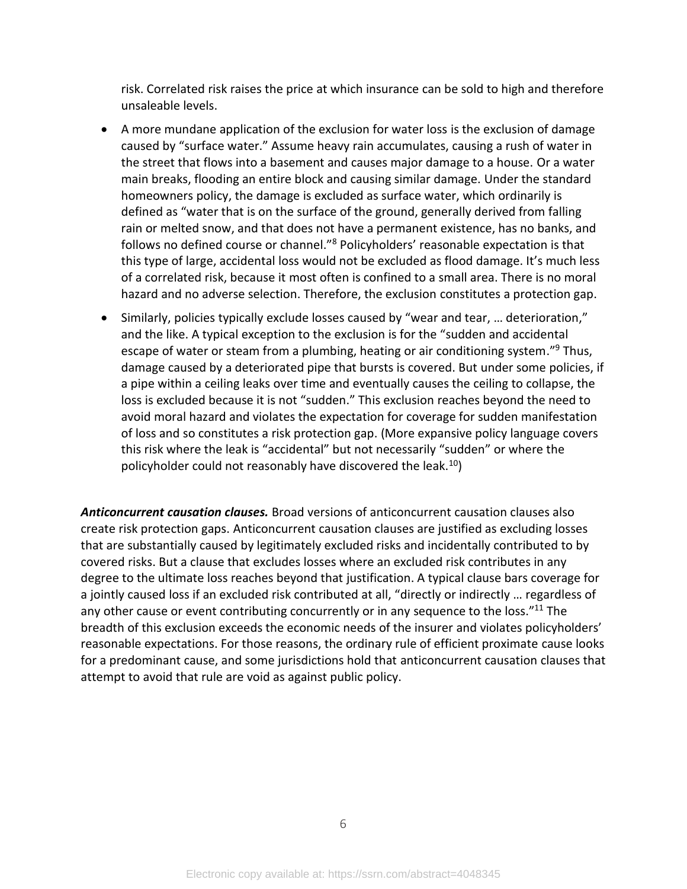risk. Correlated risk raises the price at which insurance can be sold to high and therefore unsaleable levels.

- A more mundane application of the exclusion for water loss is the exclusion of damage caused by "surface water." Assume heavy rain accumulates, causing a rush of water in the street that flows into a basement and causes major damage to a house. Or a water main breaks, flooding an entire block and causing similar damage. Under the standard homeowners policy, the damage is excluded as surface water, which ordinarily is defined as "water that is on the surface of the ground, generally derived from falling rain or melted snow, and that does not have a permanent existence, has no banks, and follows no defined course or channel."[8] Policyholders' reasonable expectation is that this type of large, accidental loss would not be excluded as flood damage. It's much less of a correlated risk, because it most often is confined to a small area. There is no moral hazard and no adverse selection. Therefore, the exclusion constitutes a protection gap.
- Similarly, policies typically exclude losses caused by "wear and tear, … deterioration," and the like. A typical exception to the exclusion is for the "sudden and accidental escape of water or steam from a plumbing, heating or air conditioning system."[9] Thus, damage caused by a deteriorated pipe that bursts is covered. But under some policies, if a pipe within a ceiling leaks over time and eventually causes the ceiling to collapse, the loss is excluded because it is not "sudden." This exclusion reaches beyond the need to avoid moral hazard and violates the expectation for coverage for sudden manifestation of loss and so constitutes a risk protection gap. (More expansive policy language covers this risk where the leak is "accidental" but not necessarily "sudden" or where the policyholder could not reasonably have discovered the leak.[10])

***Anticoncurrent causation clauses.*** Broad versions of anticoncurrent causation clauses also create risk protection gaps. Anticoncurrent causation clauses are justified as excluding losses that are substantially caused by legitimately excluded risks and incidentally contributed to by covered risks. But a clause that excludes losses where an excluded risk contributes in any degree to the ultimate loss reaches beyond that justification. A typical clause bars coverage for a jointly caused loss if an excluded risk contributed at all, "directly or indirectly … regardless of any other cause or event contributing concurrently or in any sequence to the loss."[11] The breadth of this exclusion exceeds the economic needs of the insurer and violates policyholders' reasonable expectations. For those reasons, the ordinary rule of efficient proximate cause looks for a predominant cause, and some jurisdictions hold that anticoncurrent causation clauses that attempt to avoid that rule are void as against public policy.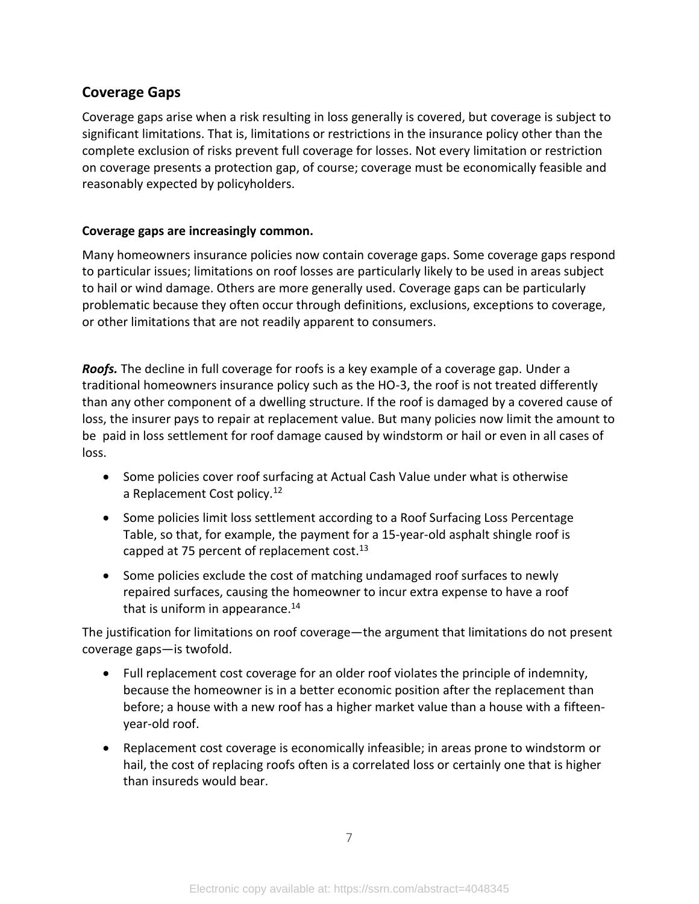## Coverage Gaps

Coverage gaps arise when a risk resulting in loss generally is covered, but coverage is subject to significant limitations. That is, limitations or restrictions in the insurance policy other than the complete exclusion of risks prevent full coverage for losses. Not every limitation or restriction on coverage presents a protection gap, of course; coverage must be economically feasible and reasonably expected by policyholders.

**Coverage gaps are increasingly common.**

Many homeowners insurance policies now contain coverage gaps. Some coverage gaps respond to particular issues; limitations on roof losses are particularly likely to be used in areas subject to hail or wind damage. Others are more generally used. Coverage gaps can be particularly problematic because they often occur through definitions, exclusions, exceptions to coverage, or other limitations that are not readily apparent to consumers.

***Roofs.*** The decline in full coverage for roofs is a key example of a coverage gap. Under a traditional homeowners insurance policy such as the HO-3, the roof is not treated differently than any other component of a dwelling structure. If the roof is damaged by a covered cause of loss, the insurer pays to repair at replacement value. But many policies now limit the amount to be paid in loss settlement for roof damage caused by windstorm or hail or even in all cases of loss.

- Some policies cover roof surfacing at Actual Cash Value under what is otherwise a Replacement Cost policy.[12]
- Some policies limit loss settlement according to a Roof Surfacing Loss Percentage Table, so that, for example, the payment for a 15-year-old asphalt shingle roof is capped at 75 percent of replacement cost.[13]
- Some policies exclude the cost of matching undamaged roof surfaces to newly repaired surfaces, causing the homeowner to incur extra expense to have a roof that is uniform in appearance.[14]

The justification for limitations on roof coverage—the argument that limitations do not present coverage gaps—is twofold.

- Full replacement cost coverage for an older roof violates the principle of indemnity, because the homeowner is in a better economic position after the replacement than before; a house with a new roof has a higher market value than a house with a fifteen-year-old roof.
- Replacement cost coverage is economically infeasible; in areas prone to windstorm or hail, the cost of replacing roofs often is a correlated loss or certainly one that is higher than insureds would bear.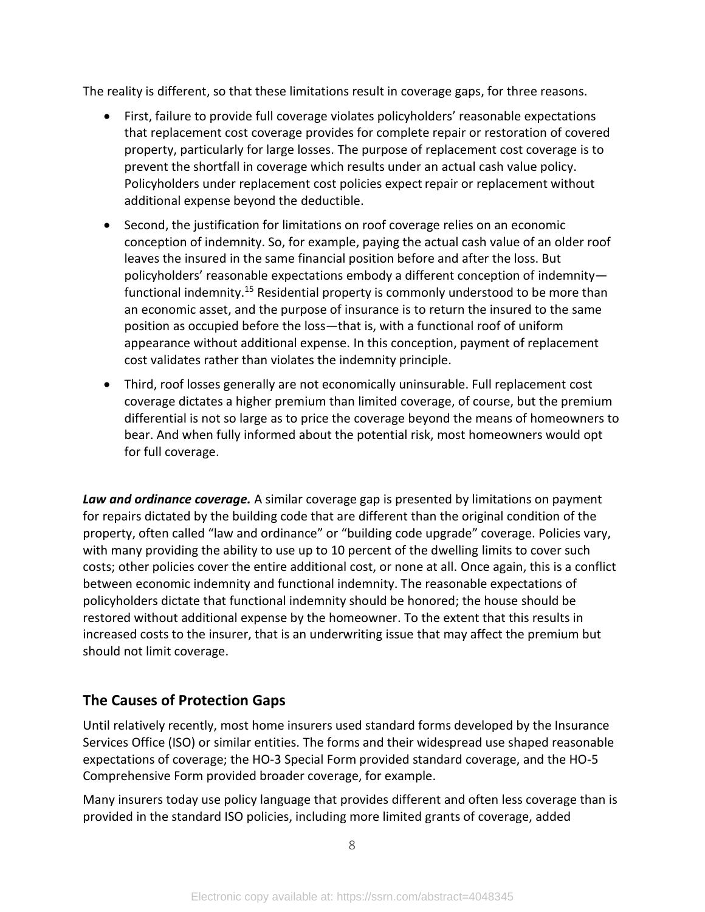The reality is different, so that these limitations result in coverage gaps, for three reasons.

- First, failure to provide full coverage violates policyholders' reasonable expectations that replacement cost coverage provides for complete repair or restoration of covered property, particularly for large losses. The purpose of replacement cost coverage is to prevent the shortfall in coverage which results under an actual cash value policy. Policyholders under replacement cost policies expect repair or replacement without additional expense beyond the deductible.
- Second, the justification for limitations on roof coverage relies on an economic conception of indemnity. So, for example, paying the actual cash value of an older roof leaves the insured in the same financial position before and after the loss. But policyholders' reasonable expectations embody a different conception of indemnity—functional indemnity.[15] Residential property is commonly understood to be more than an economic asset, and the purpose of insurance is to return the insured to the same position as occupied before the loss—that is, with a functional roof of uniform appearance without additional expense. In this conception, payment of replacement cost validates rather than violates the indemnity principle.
- Third, roof losses generally are not economically uninsurable. Full replacement cost coverage dictates a higher premium than limited coverage, of course, but the premium differential is not so large as to price the coverage beyond the means of homeowners to bear. And when fully informed about the potential risk, most homeowners would opt for full coverage.

***Law and ordinance coverage.*** A similar coverage gap is presented by limitations on payment for repairs dictated by the building code that are different than the original condition of the property, often called "law and ordinance" or "building code upgrade" coverage. Policies vary, with many providing the ability to use up to 10 percent of the dwelling limits to cover such costs; other policies cover the entire additional cost, or none at all. Once again, this is a conflict between economic indemnity and functional indemnity. The reasonable expectations of policyholders dictate that functional indemnity should be honored; the house should be restored without additional expense by the homeowner. To the extent that this results in increased costs to the insurer, that is an underwriting issue that may affect the premium but should not limit coverage.

## The Causes of Protection Gaps

Until relatively recently, most home insurers used standard forms developed by the Insurance Services Office (ISO) or similar entities. The forms and their widespread use shaped reasonable expectations of coverage; the HO-3 Special Form provided standard coverage, and the HO-5 Comprehensive Form provided broader coverage, for example.

Many insurers today use policy language that provides different and often less coverage than is provided in the standard ISO policies, including more limited grants of coverage, added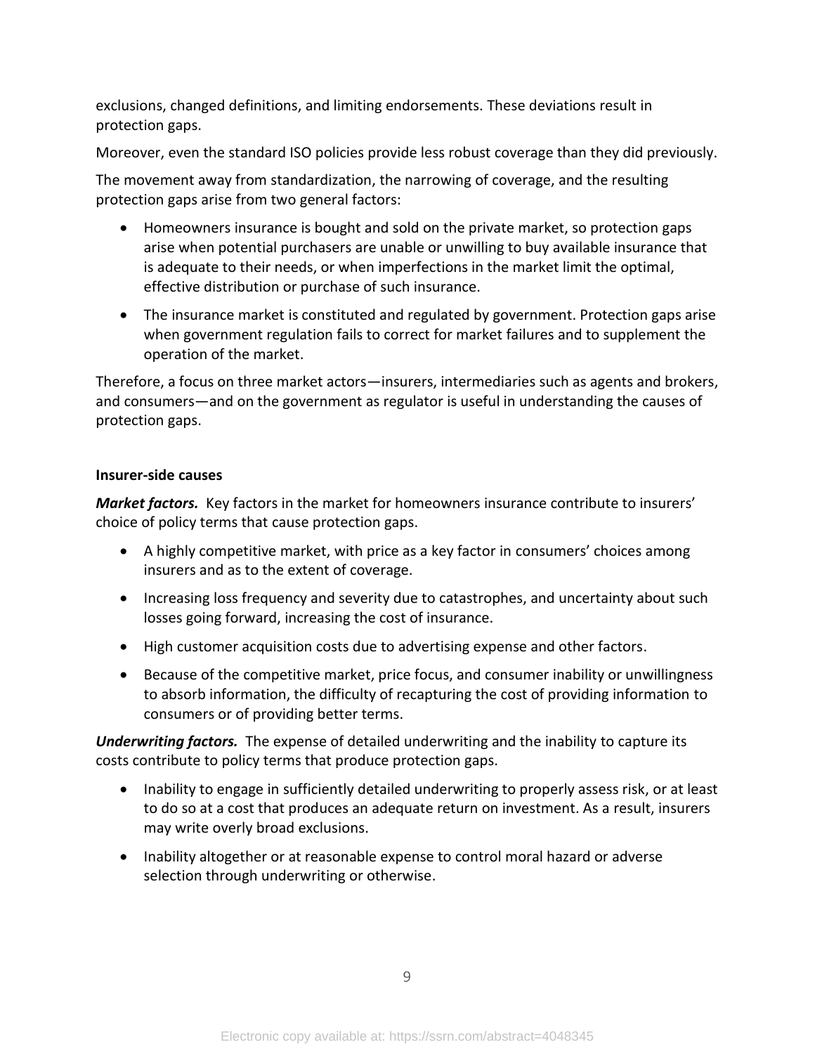exclusions, changed definitions, and limiting endorsements. These deviations result in protection gaps.

Moreover, even the standard ISO policies provide less robust coverage than they did previously.

The movement away from standardization, the narrowing of coverage, and the resulting protection gaps arise from two general factors:

- Homeowners insurance is bought and sold on the private market, so protection gaps arise when potential purchasers are unable or unwilling to buy available insurance that is adequate to their needs, or when imperfections in the market limit the optimal, effective distribution or purchase of such insurance.
- The insurance market is constituted and regulated by government. Protection gaps arise when government regulation fails to correct for market failures and to supplement the operation of the market.

Therefore, a focus on three market actors—insurers, intermediaries such as agents and brokers, and consumers—and on the government as regulator is useful in understanding the causes of protection gaps.

**Insurer-side causes**

***Market factors.*** Key factors in the market for homeowners insurance contribute to insurers' choice of policy terms that cause protection gaps.

- A highly competitive market, with price as a key factor in consumers' choices among insurers and as to the extent of coverage.
- Increasing loss frequency and severity due to catastrophes, and uncertainty about such losses going forward, increasing the cost of insurance.
- High customer acquisition costs due to advertising expense and other factors.
- Because of the competitive market, price focus, and consumer inability or unwillingness to absorb information, the difficulty of recapturing the cost of providing information to consumers or of providing better terms.

***Underwriting factors.*** The expense of detailed underwriting and the inability to capture its costs contribute to policy terms that produce protection gaps.

- Inability to engage in sufficiently detailed underwriting to properly assess risk, or at least to do so at a cost that produces an adequate return on investment. As a result, insurers may write overly broad exclusions.
- Inability altogether or at reasonable expense to control moral hazard or adverse selection through underwriting or otherwise.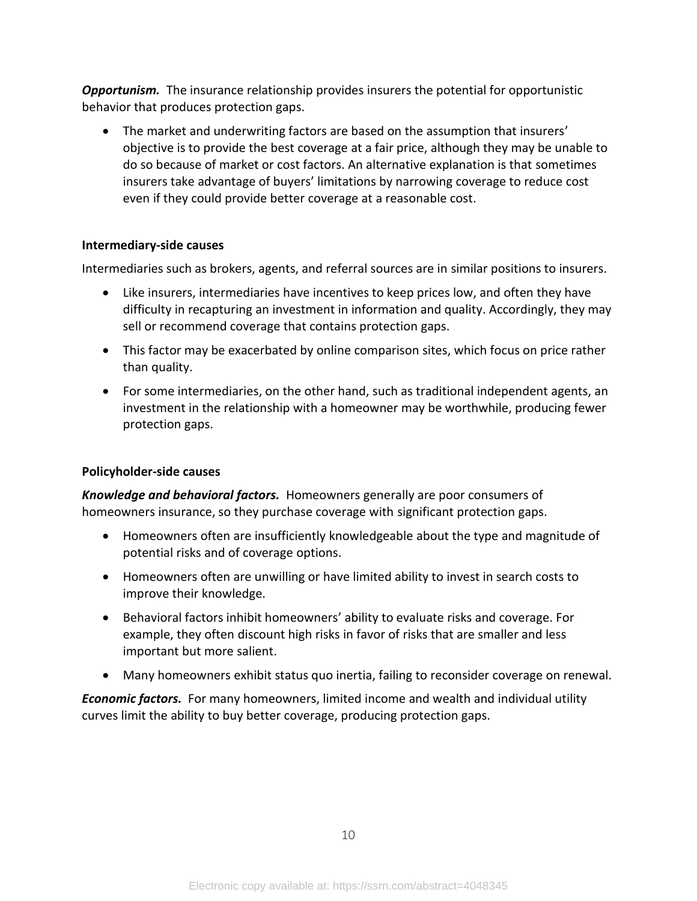***Opportunism.*** The insurance relationship provides insurers the potential for opportunistic behavior that produces protection gaps.

- The market and underwriting factors are based on the assumption that insurers' objective is to provide the best coverage at a fair price, although they may be unable to do so because of market or cost factors. An alternative explanation is that sometimes insurers take advantage of buyers' limitations by narrowing coverage to reduce cost even if they could provide better coverage at a reasonable cost.

**Intermediary-side causes**

Intermediaries such as brokers, agents, and referral sources are in similar positions to insurers.

- Like insurers, intermediaries have incentives to keep prices low, and often they have difficulty in recapturing an investment in information and quality. Accordingly, they may sell or recommend coverage that contains protection gaps.
- This factor may be exacerbated by online comparison sites, which focus on price rather than quality.
- For some intermediaries, on the other hand, such as traditional independent agents, an investment in the relationship with a homeowner may be worthwhile, producing fewer protection gaps.

**Policyholder-side causes**

***Knowledge and behavioral factors.*** Homeowners generally are poor consumers of homeowners insurance, so they purchase coverage with significant protection gaps.

- Homeowners often are insufficiently knowledgeable about the type and magnitude of potential risks and of coverage options.
- Homeowners often are unwilling or have limited ability to invest in search costs to improve their knowledge.
- Behavioral factors inhibit homeowners' ability to evaluate risks and coverage. For example, they often discount high risks in favor of risks that are smaller and less important but more salient.
- Many homeowners exhibit status quo inertia, failing to reconsider coverage on renewal.

***Economic factors.*** For many homeowners, limited income and wealth and individual utility curves limit the ability to buy better coverage, producing protection gaps.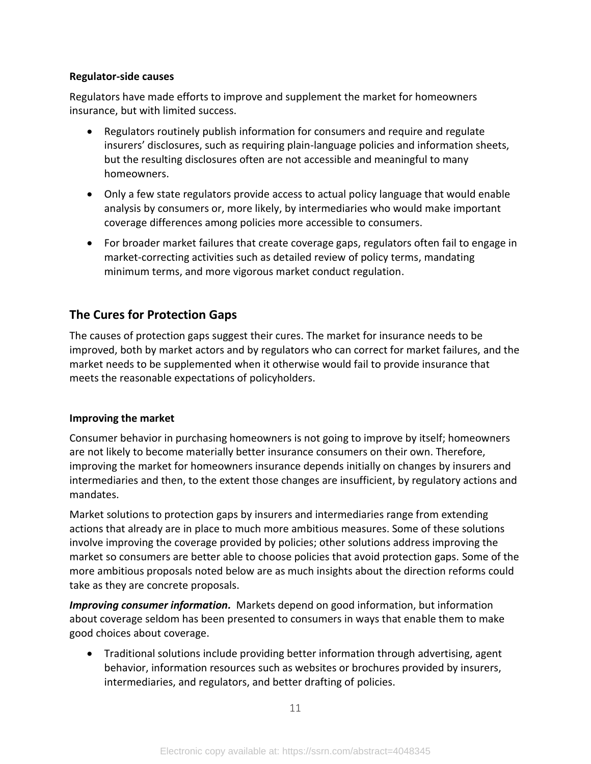**Regulator-side causes**

Regulators have made efforts to improve and supplement the market for homeowners insurance, but with limited success.

- Regulators routinely publish information for consumers and require and regulate insurers' disclosures, such as requiring plain-language policies and information sheets, but the resulting disclosures often are not accessible and meaningful to many homeowners.
- Only a few state regulators provide access to actual policy language that would enable analysis by consumers or, more likely, by intermediaries who would make important coverage differences among policies more accessible to consumers.
- For broader market failures that create coverage gaps, regulators often fail to engage in market-correcting activities such as detailed review of policy terms, mandating minimum terms, and more vigorous market conduct regulation.

## The Cures for Protection Gaps

The causes of protection gaps suggest their cures. The market for insurance needs to be improved, both by market actors and by regulators who can correct for market failures, and the market needs to be supplemented when it otherwise would fail to provide insurance that meets the reasonable expectations of policyholders.

**Improving the market**

Consumer behavior in purchasing homeowners is not going to improve by itself; homeowners are not likely to become materially better insurance consumers on their own. Therefore, improving the market for homeowners insurance depends initially on changes by insurers and intermediaries and then, to the extent those changes are insufficient, by regulatory actions and mandates.

Market solutions to protection gaps by insurers and intermediaries range from extending actions that already are in place to much more ambitious measures. Some of these solutions involve improving the coverage provided by policies; other solutions address improving the market so consumers are better able to choose policies that avoid protection gaps. Some of the more ambitious proposals noted below are as much insights about the direction reforms could take as they are concrete proposals.

***Improving consumer information.*** Markets depend on good information, but information about coverage seldom has been presented to consumers in ways that enable them to make good choices about coverage.

- Traditional solutions include providing better information through advertising, agent behavior, information resources such as websites or brochures provided by insurers, intermediaries, and regulators, and better drafting of policies.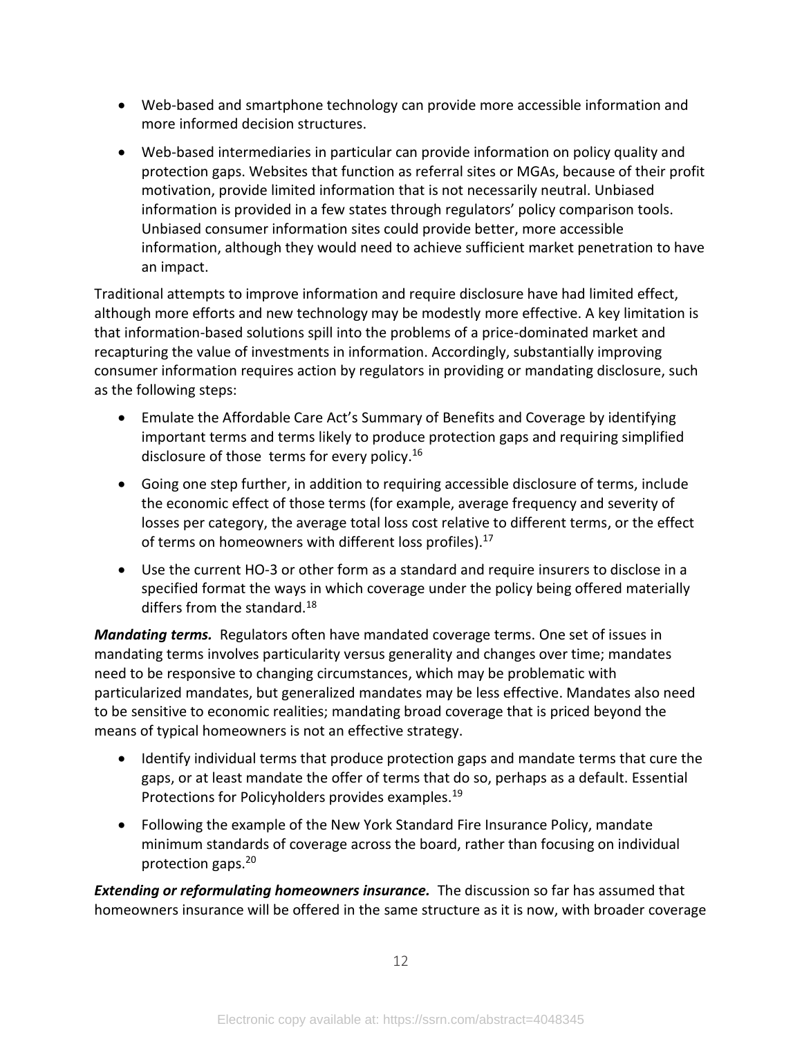- Web-based and smartphone technology can provide more accessible information and more informed decision structures.
- Web-based intermediaries in particular can provide information on policy quality and protection gaps. Websites that function as referral sites or MGAs, because of their profit motivation, provide limited information that is not necessarily neutral. Unbiased information is provided in a few states through regulators' policy comparison tools. Unbiased consumer information sites could provide better, more accessible information, although they would need to achieve sufficient market penetration to have an impact.

Traditional attempts to improve information and require disclosure have had limited effect, although more efforts and new technology may be modestly more effective. A key limitation is that information-based solutions spill into the problems of a price-dominated market and recapturing the value of investments in information. Accordingly, substantially improving consumer information requires action by regulators in providing or mandating disclosure, such as the following steps:

- Emulate the Affordable Care Act's Summary of Benefits and Coverage by identifying important terms and terms likely to produce protection gaps and requiring simplified disclosure of those terms for every policy.[16]
- Going one step further, in addition to requiring accessible disclosure of terms, include the economic effect of those terms (for example, average frequency and severity of losses per category, the average total loss cost relative to different terms, or the effect of terms on homeowners with different loss profiles).[17]
- Use the current HO-3 or other form as a standard and require insurers to disclose in a specified format the ways in which coverage under the policy being offered materially differs from the standard.[18]

***Mandating terms.*** Regulators often have mandated coverage terms. One set of issues in mandating terms involves particularity versus generality and changes over time; mandates need to be responsive to changing circumstances, which may be problematic with particularized mandates, but generalized mandates may be less effective. Mandates also need to be sensitive to economic realities; mandating broad coverage that is priced beyond the means of typical homeowners is not an effective strategy.

- Identify individual terms that produce protection gaps and mandate terms that cure the gaps, or at least mandate the offer of terms that do so, perhaps as a default. Essential Protections for Policyholders provides examples.[19]
- Following the example of the New York Standard Fire Insurance Policy, mandate minimum standards of coverage across the board, rather than focusing on individual protection gaps.[20]

***Extending or reformulating homeowners insurance.*** The discussion so far has assumed that homeowners insurance will be offered in the same structure as it is now, with broader coverage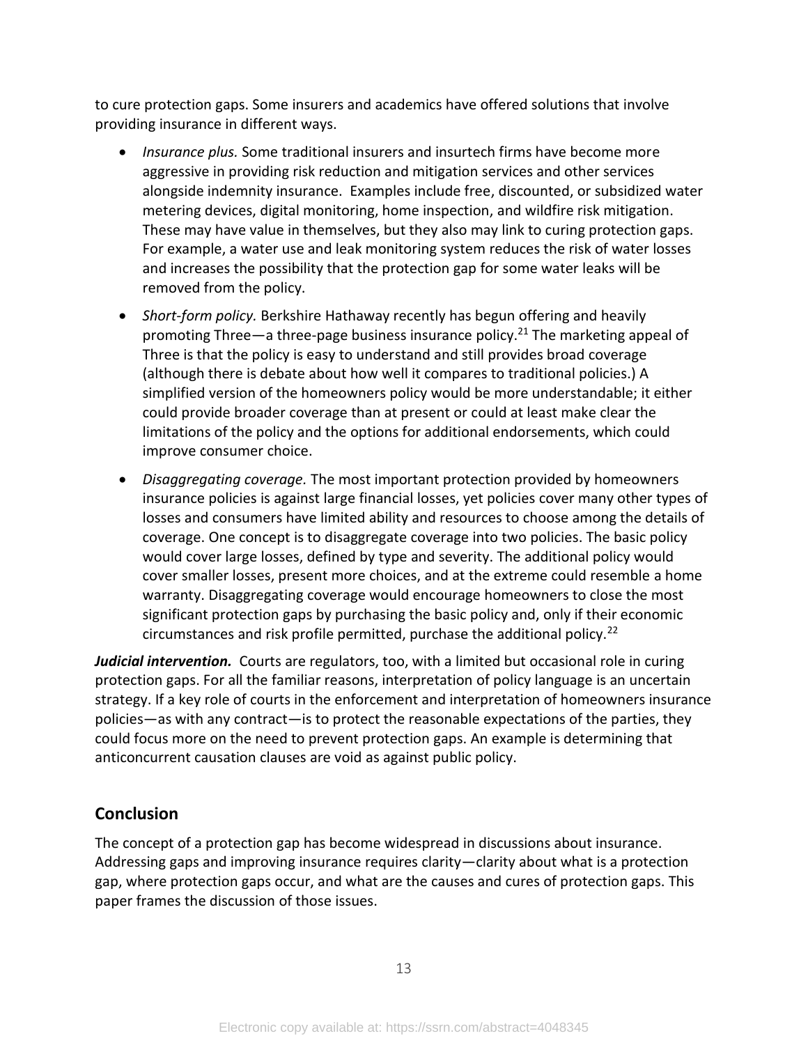to cure protection gaps. Some insurers and academics have offered solutions that involve providing insurance in different ways.

- *Insurance plus.* Some traditional insurers and insurtech firms have become more aggressive in providing risk reduction and mitigation services and other services alongside indemnity insurance. Examples include free, discounted, or subsidized water metering devices, digital monitoring, home inspection, and wildfire risk mitigation. These may have value in themselves, but they also may link to curing protection gaps. For example, a water use and leak monitoring system reduces the risk of water losses and increases the possibility that the protection gap for some water leaks will be removed from the policy.
- *Short-form policy.* Berkshire Hathaway recently has begun offering and heavily promoting Three—a three-page business insurance policy.[21] The marketing appeal of Three is that the policy is easy to understand and still provides broad coverage (although there is debate about how well it compares to traditional policies.) A simplified version of the homeowners policy would be more understandable; it either could provide broader coverage than at present or could at least make clear the limitations of the policy and the options for additional endorsements, which could improve consumer choice.
- *Disaggregating coverage.* The most important protection provided by homeowners insurance policies is against large financial losses, yet policies cover many other types of losses and consumers have limited ability and resources to choose among the details of coverage. One concept is to disaggregate coverage into two policies. The basic policy would cover large losses, defined by type and severity. The additional policy would cover smaller losses, present more choices, and at the extreme could resemble a home warranty. Disaggregating coverage would encourage homeowners to close the most significant protection gaps by purchasing the basic policy and, only if their economic circumstances and risk profile permitted, purchase the additional policy.[22]

***Judicial intervention.*** Courts are regulators, too, with a limited but occasional role in curing protection gaps. For all the familiar reasons, interpretation of policy language is an uncertain strategy. If a key role of courts in the enforcement and interpretation of homeowners insurance policies—as with any contract—is to protect the reasonable expectations of the parties, they could focus more on the need to prevent protection gaps. An example is determining that anticoncurrent causation clauses are void as against public policy.

## Conclusion

The concept of a protection gap has become widespread in discussions about insurance. Addressing gaps and improving insurance requires clarity—clarity about what is a protection gap, where protection gaps occur, and what are the causes and cures of protection gaps. This paper frames the discussion of those issues.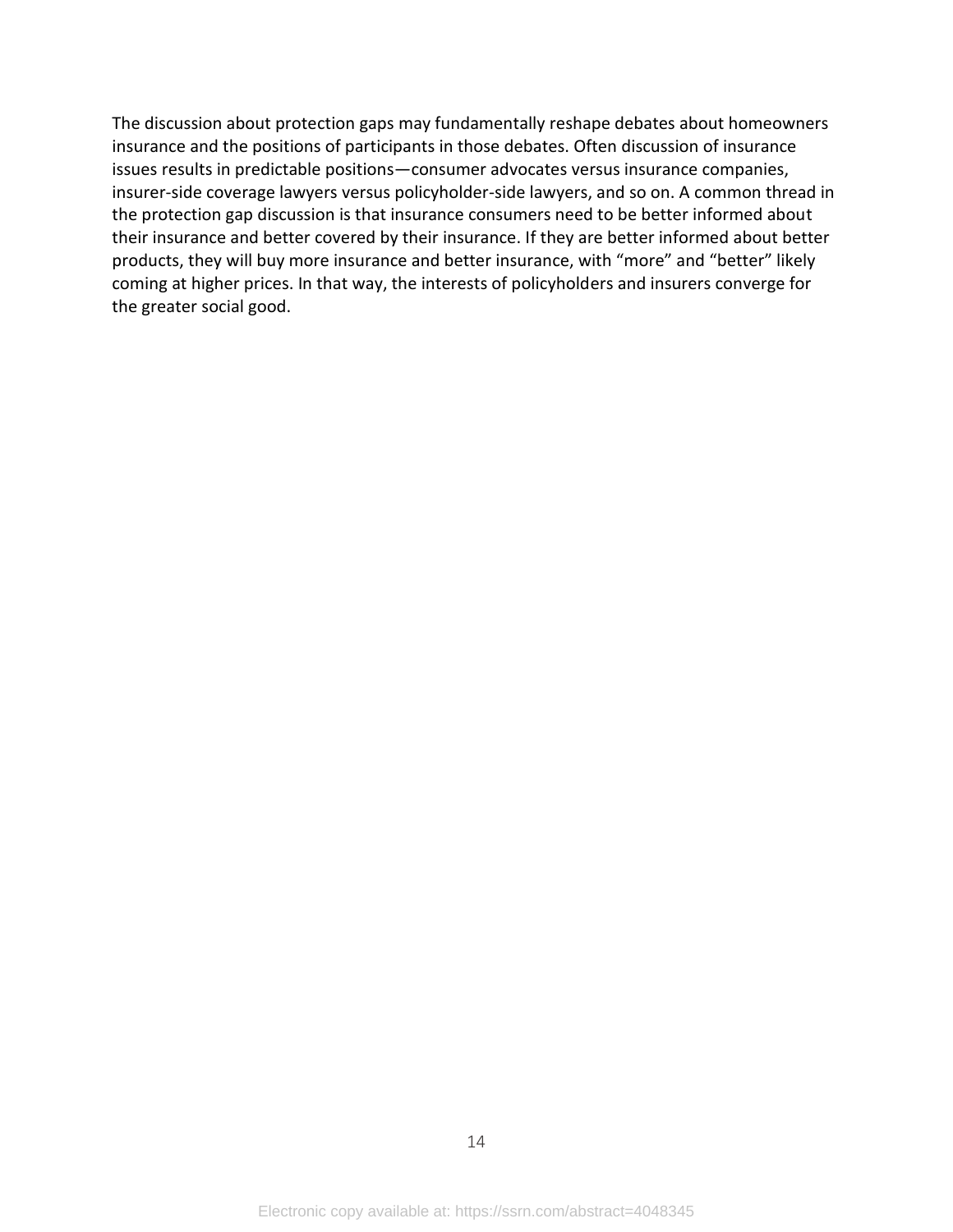The discussion about protection gaps may fundamentally reshape debates about homeowners insurance and the positions of participants in those debates. Often discussion of insurance issues results in predictable positions—consumer advocates versus insurance companies, insurer-side coverage lawyers versus policyholder-side lawyers, and so on. A common thread in the protection gap discussion is that insurance consumers need to be better informed about their insurance and better covered by their insurance. If they are better informed about better products, they will buy more insurance and better insurance, with "more" and "better" likely coming at higher prices. In that way, the interests of policyholders and insurers converge for the greater social good.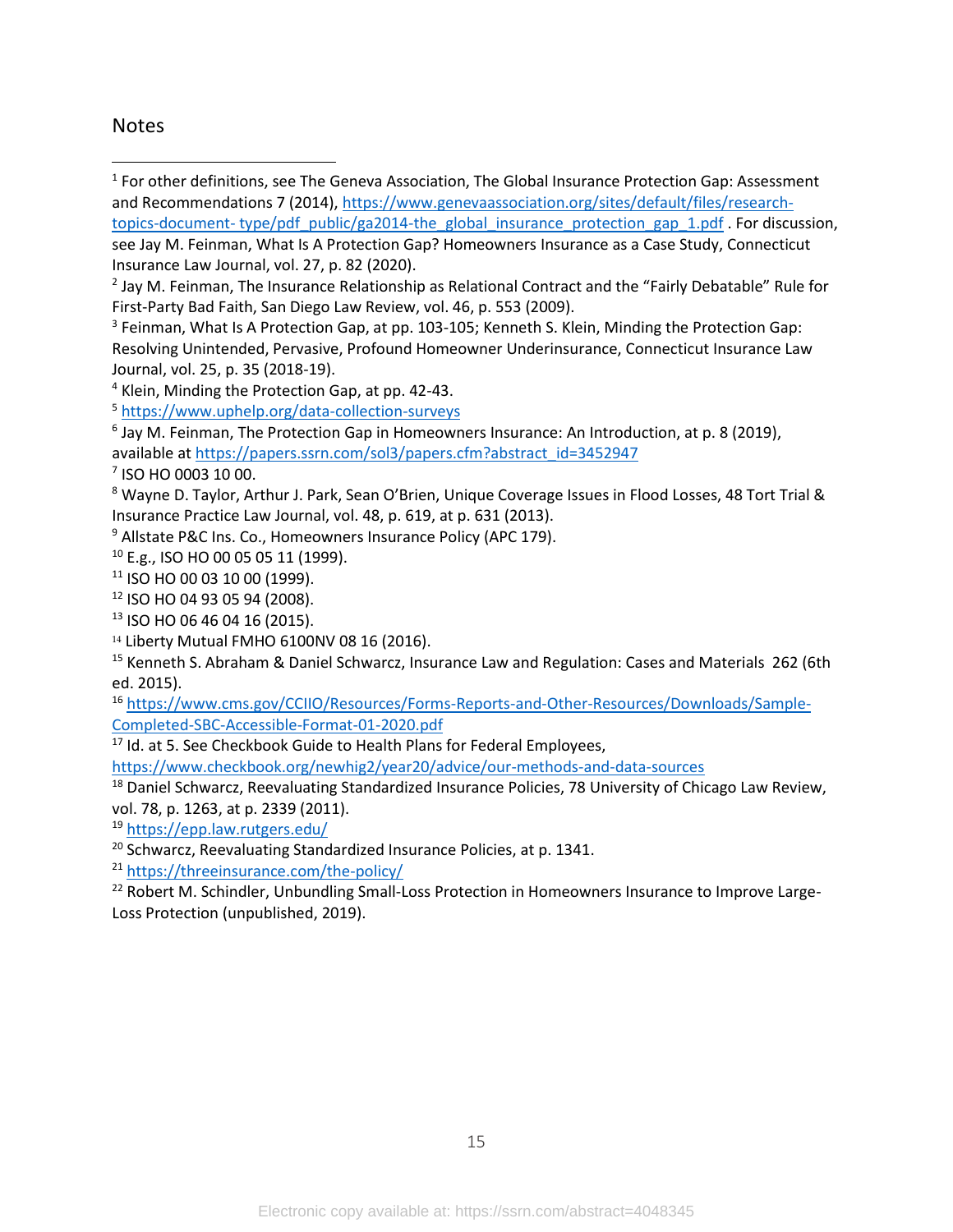## Notes

[1] For other definitions, see The Geneva Association, The Global Insurance Protection Gap: Assessment and Recommendations 7 (2014), https://www.genevaassociation.org/sites/default/files/research-topics-document- type/pdf_public/ga2014-the_global_insurance_protection_gap_1.pdf . For discussion, see Jay M. Feinman, What Is A Protection Gap? Homeowners Insurance as a Case Study, Connecticut Insurance Law Journal, vol. 27, p. 82 (2020).

[2] Jay M. Feinman, The Insurance Relationship as Relational Contract and the "Fairly Debatable" Rule for First-Party Bad Faith, San Diego Law Review, vol. 46, p. 553 (2009).

[3] Feinman, What Is A Protection Gap, at pp. 103-105; Kenneth S. Klein, Minding the Protection Gap: Resolving Unintended, Pervasive, Profound Homeowner Underinsurance, Connecticut Insurance Law Journal, vol. 25, p. 35 (2018-19).

[4] Klein, Minding the Protection Gap, at pp. 42-43.

[5] https://www.uphelp.org/data-collection-surveys

[6] Jay M. Feinman, The Protection Gap in Homeowners Insurance: An Introduction, at p. 8 (2019), available at https://papers.ssrn.com/sol3/papers.cfm?abstract_id=3452947

[7] ISO HO 0003 10 00.

[8] Wayne D. Taylor, Arthur J. Park, Sean O'Brien, Unique Coverage Issues in Flood Losses, 48 Tort Trial & Insurance Practice Law Journal, vol. 48, p. 619, at p. 631 (2013).

[9] Allstate P&C Ins. Co., Homeowners Insurance Policy (APC 179).

[10] E.g., ISO HO 00 05 05 11 (1999).

[11] ISO HO 00 03 10 00 (1999).

[12] ISO HO 04 93 05 94 (2008).

[13] ISO HO 06 46 04 16 (2015).

[14] Liberty Mutual FMHO 6100NV 08 16 (2016).

[15] Kenneth S. Abraham & Daniel Schwarcz, Insurance Law and Regulation: Cases and Materials 262 (6th ed. 2015).

[16] https://www.cms.gov/CCIIO/Resources/Forms-Reports-and-Other-Resources/Downloads/Sample-Completed-SBC-Accessible-Format-01-2020.pdf

[17] Id. at 5. See Checkbook Guide to Health Plans for Federal Employees, https://www.checkbook.org/newhig2/year20/advice/our-methods-and-data-sources

[18] Daniel Schwarcz, Reevaluating Standardized Insurance Policies, 78 University of Chicago Law Review, vol. 78, p. 1263, at p. 2339 (2011).

[19] https://epp.law.rutgers.edu/

[20] Schwarcz, Reevaluating Standardized Insurance Policies, at p. 1341.

[21] https://threeinsurance.com/the-policy/

[22] Robert M. Schindler, Unbundling Small-Loss Protection in Homeowners Insurance to Improve Large-Loss Protection (unpublished, 2019).